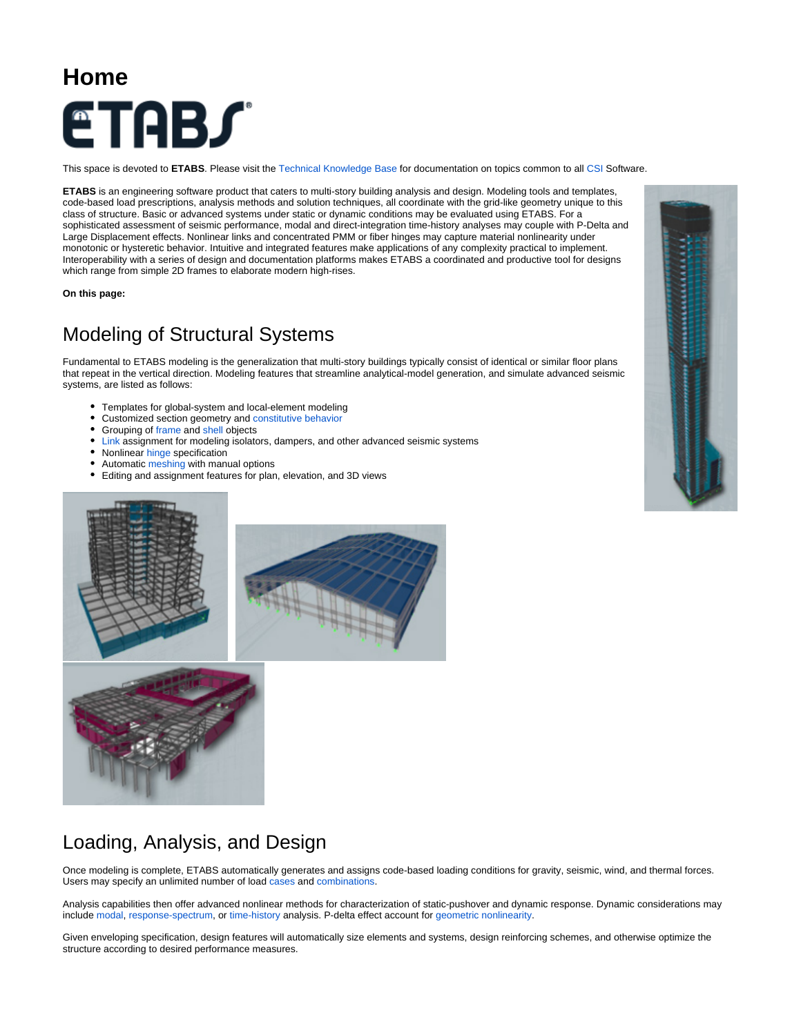# Home

ETABS

This space is devoted to **ETABS**. Please visit the Technical Knowledge Base for documentation on topics common to all CSI Software.

**ETABS** is an engineering software product that caters to multi-story building analysis and design. Modeling tools and templates, code-based load prescriptions, analysis methods and solution techniques, all coordinate with the grid-like geometry unique to this class of structure. Basic or advanced systems under static or dynamic conditions may be evaluated using ETABS. For a sophisticated assessment of seismic performance, modal and direct-integration time-history analyses may couple with P-Delta and Large Displacement effects. Nonlinear links and concentrated PMM or fiber hinges may capture material nonlinearity under monotonic or hysteretic behavior. Intuitive and integrated features make applications of any complexity practical to implement. Interoperability with a series of design and documentation platforms makes ETABS a coordinated and productive tool for designs which range from simple 2D frames to elaborate modern high-rises.

**On this page:**

## Modeling of Structural Systems

Fundamental to ETABS modeling is the generalization that multi-story buildings typically consist of identical or similar floor plans that repeat in the vertical direction. Modeling features that streamline analytical-model generation, and simulate advanced seismic systems, are listed as follows:

- Templates for global-system and local-element modeling
- Customized section geometry and constitutive behavior
- Grouping of frame and shell objects
- Link assignment for modeling isolators, dampers, and other advanced seismic systems
- Nonlinear hinge specification
- Automatic meshing with manual options
- Editing and assignment features for plan, elevation, and 3D views

## Loading, Analysis, and Design

Once modeling is complete, ETABS automatically generates and assigns code-based loading conditions for gravity, seismic, wind, and thermal forces. Users may specify an unlimited number of load cases and combinations.

Analysis capabilities then offer advanced nonlinear methods for characterization of static-pushover and dynamic response. Dynamic considerations may include modal, response-spectrum, or time-history analysis. P-delta effect account for geometric nonlinearity.

Given enveloping specification, design features will automatically size elements and systems, design reinforcing schemes, and otherwise optimize the structure according to desired performance measures.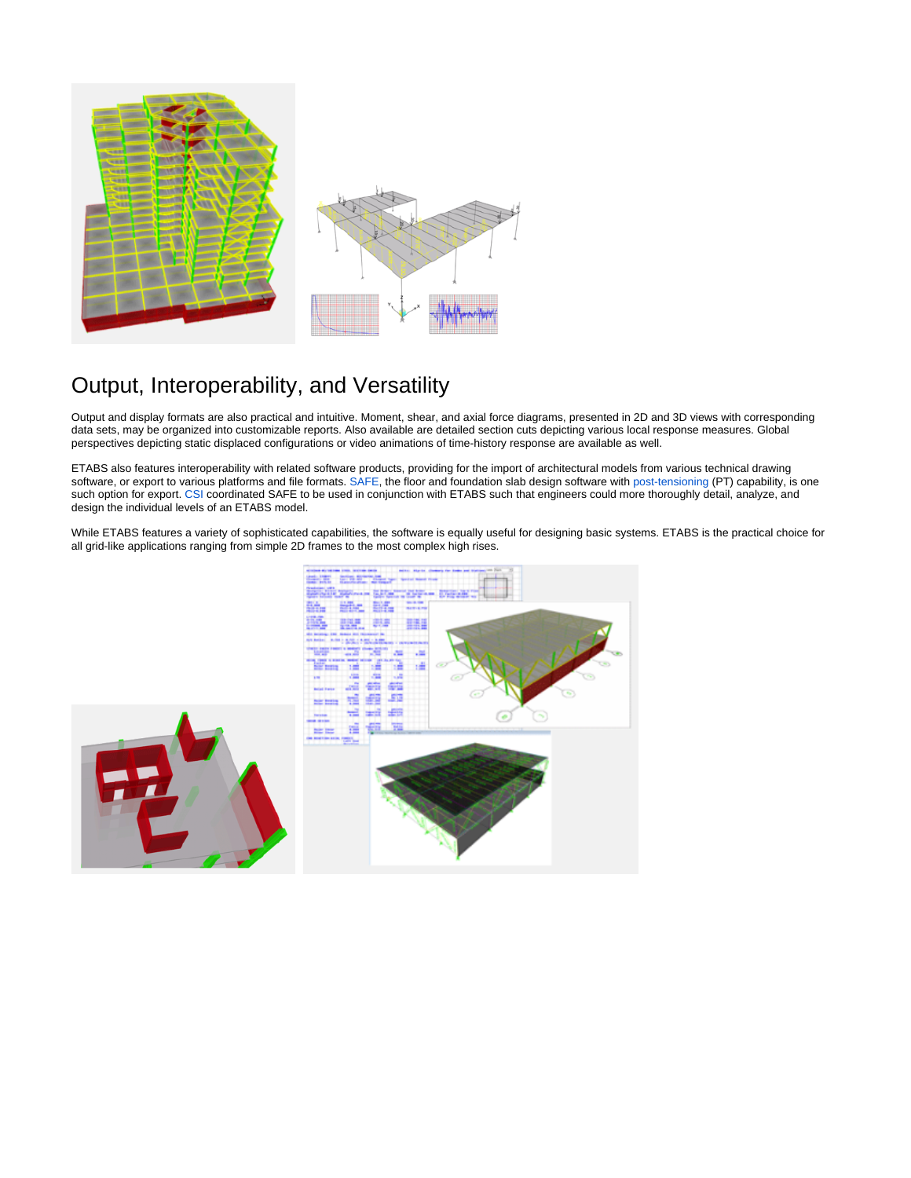## Output, Interoperability, and Versatility

Output and display formats are also practical and intuitive. Moment, shear, and axial force diagrams, presented in 2D and 3D views with corresponding data sets, may be organized into customizable reports. Also available are detailed section cuts depicting various local response measures. Global perspectives depicting static displaced configurations or video animations of time-history response are available as well.

ETABS also features interoperability with related software products, providing for the import of architectural models from various technical drawing software, or export to various platforms and file formats. SAFE, the floor and foundation slab design software with post-tensioning (PT) capability, is one such option for export. CSI coordinated SAFE to be used in conjunction with ETABS such that engineers could more thoroughly detail, analyze, and design the individual levels of an ETABS model.

While ETABS features a variety of sophisticated capabilities, the software is equally useful for designing basic systems. ETABS is the practical choice for all grid-like applications ranging from simple 2D frames to the most complex high rises.